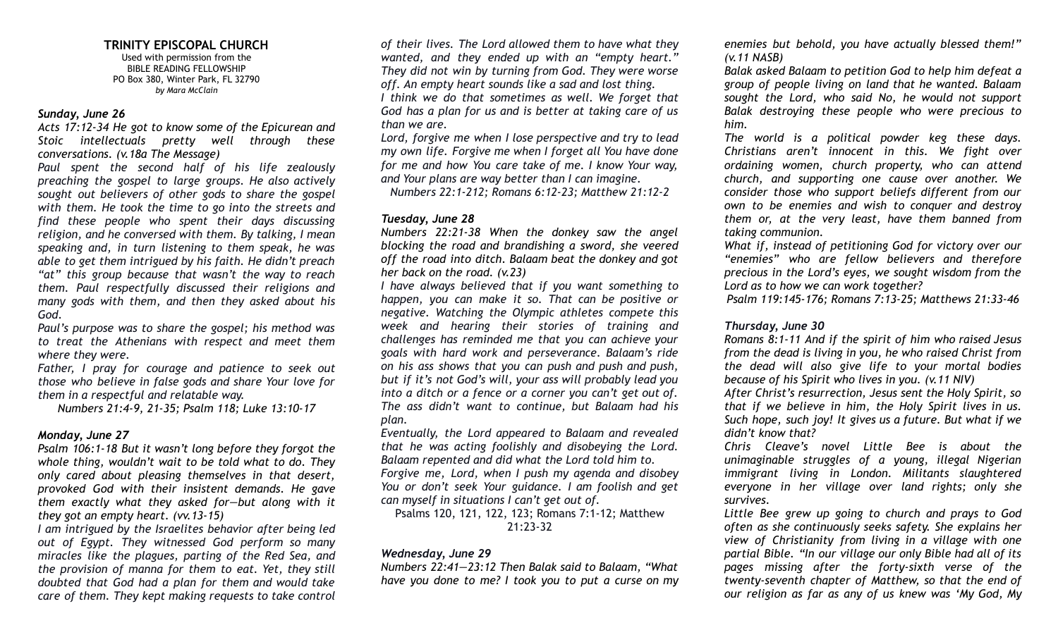**TRINITY EPISCOPAL CHURCH**
Used with permission from the
BIBLE READING FELLOWSHIP
PO Box 380, Winter Park, FL 32790
*by Mara McClain*

### *Sunday, June 26*

*Acts 17:12-34 He got to know some of the Epicurean and Stoic intellectuals pretty well through these conversations. (v.18a The Message)*

*Paul spent the second half of his life zealously preaching the gospel to large groups. He also actively sought out believers of other gods to share the gospel with them. He took the time to go into the streets and find these people who spent their days discussing religion, and he conversed with them. By talking, I mean speaking and, in turn listening to them speak, he was able to get them intrigued by his faith. He didn't preach "at" this group because that wasn't the way to reach them. Paul respectfully discussed their religions and many gods with them, and then they asked about his God.*

*Paul's purpose was to share the gospel; his method was to treat the Athenians with respect and meet them where they were.*

*Father, I pray for courage and patience to seek out those who believe in false gods and share Your love for them in a respectful and relatable way.*

*Numbers 21:4-9, 21-35; Psalm 118; Luke 13:10-17*

### *Monday, June 27*

*Psalm 106:1-18 But it wasn't long before they forgot the whole thing, wouldn't wait to be told what to do. They only cared about pleasing themselves in that desert, provoked God with their insistent demands. He gave them exactly what they asked for—but along with it they got an empty heart. (vv.13-15)*

*I am intrigued by the Israelites behavior after being led out of Egypt. They witnessed God perform so many miracles like the plagues, parting of the Red Sea, and the provision of manna for them to eat. Yet, they still doubted that God had a plan for them and would take care of them. They kept making requests to take control of their lives. The Lord allowed them to have what they wanted, and they ended up with an "empty heart." They did not win by turning from God. They were worse off. An empty heart sounds like a sad and lost thing.*

*I think we do that sometimes as well. We forget that God has a plan for us and is better at taking care of us than we are.*

*Lord, forgive me when I lose perspective and try to lead my own life. Forgive me when I forget all You have done for me and how You care take of me. I know Your way, and Your plans are way better than I can imagine.*

*Numbers 22:1-212; Romans 6:12-23; Matthew 21:12-2*

### *Tuesday, June 28*

*Numbers 22:21-38 When the donkey saw the angel blocking the road and brandishing a sword, she veered off the road into ditch. Balaam beat the donkey and got her back on the road. (v.23)*

*I have always believed that if you want something to happen, you can make it so. That can be positive or negative. Watching the Olympic athletes compete this week and hearing their stories of training and challenges has reminded me that you can achieve your goals with hard work and perseverance. Balaam's ride on his ass shows that you can push and push and push, but if it's not God's will, your ass will probably lead you into a ditch or a fence or a corner you can't get out of. The ass didn't want to continue, but Balaam had his plan.*

*Eventually, the Lord appeared to Balaam and revealed that he was acting foolishly and disobeying the Lord. Balaam repented and did what the Lord told him to.*

*Forgive me, Lord, when I push my agenda and disobey You or don't seek Your guidance. I am foolish and get can myself in situations I can't get out of.*

Psalms 120, 121, 122, 123; Romans 7:1-12; Matthew 21:23-32

### *Wednesday, June 29*

*Numbers 22:41—23:12 Then Balak said to Balaam, "What have you done to me? I took you to put a curse on my enemies but behold, you have actually blessed them!" (v.11 NASB)*

*Balak asked Balaam to petition God to help him defeat a group of people living on land that he wanted. Balaam sought the Lord, who said No, he would not support Balak destroying these people who were precious to him.*

*The world is a political powder keg these days. Christians aren't innocent in this. We fight over ordaining women, church property, who can attend church, and supporting one cause over another. We consider those who support beliefs different from our own to be enemies and wish to conquer and destroy them or, at the very least, have them banned from taking communion.*

*What if, instead of petitioning God for victory over our "enemies" who are fellow believers and therefore precious in the Lord's eyes, we sought wisdom from the Lord as to how we can work together?*

*Psalm 119:145-176; Romans 7:13-25; Matthews 21:33-46*

### *Thursday, June 30*

*Romans 8:1-11 And if the spirit of him who raised Jesus from the dead is living in you, he who raised Christ from the dead will also give life to your mortal bodies because of his Spirit who lives in you. (v.11 NIV)*

*After Christ's resurrection, Jesus sent the Holy Spirit, so that if we believe in him, the Holy Spirit lives in us. Such hope, such joy! It gives us a future. But what if we didn't know that?*

*Chris Cleave's novel Little Bee is about the unimaginable struggles of a young, illegal Nigerian immigrant living in London. Militants slaughtered everyone in her village over land rights; only she survives.*

*Little Bee grew up going to church and prays to God often as she continuously seeks safety. She explains her view of Christianity from living in a village with one partial Bible. "In our village our only Bible had all of its pages missing after the forty-sixth verse of the twenty-seventh chapter of Matthew, so that the end of our religion as far as any of us knew was 'My God, My*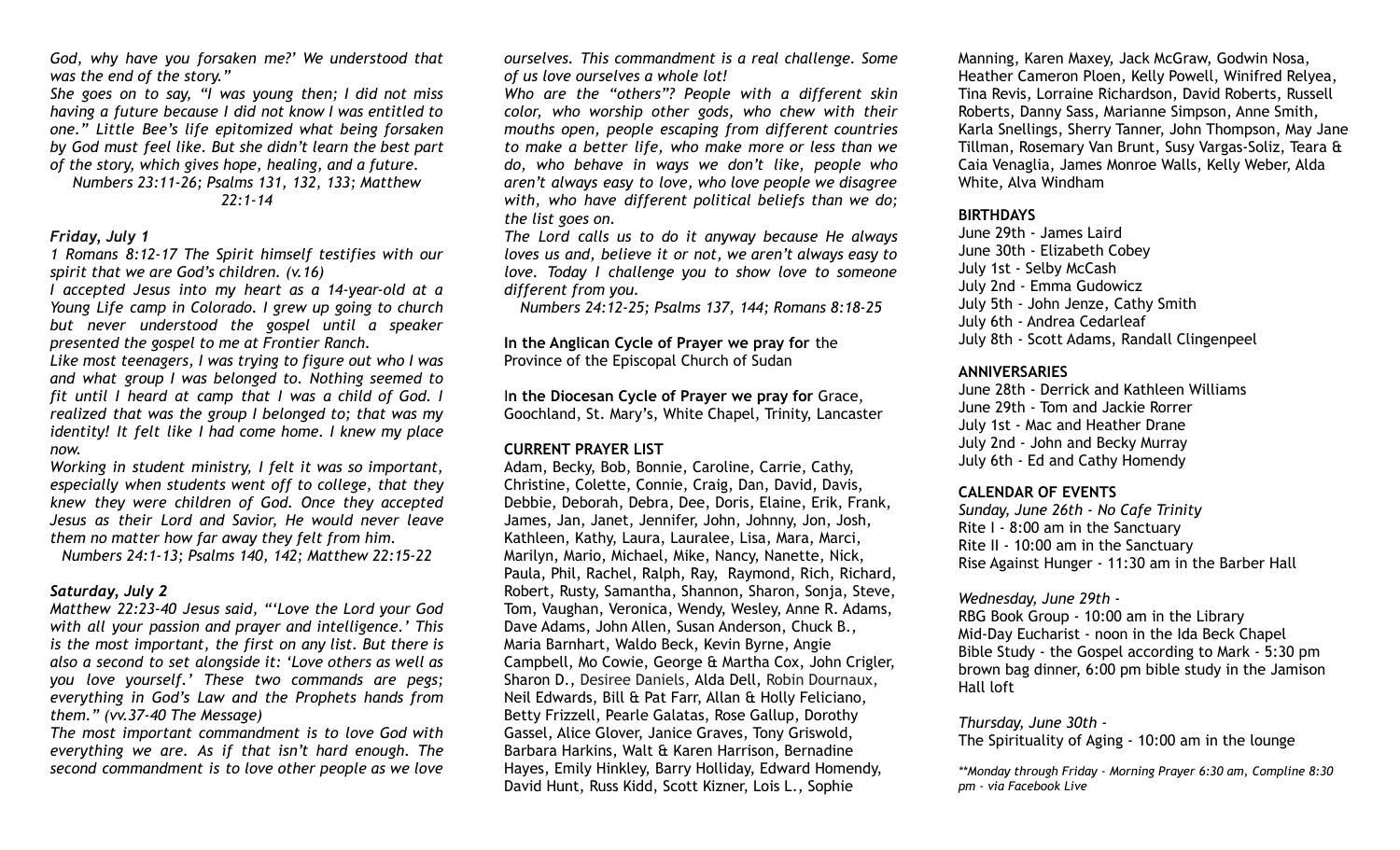*God, why have you forsaken me?' We understood that was the end of the story."*

*She goes on to say, "I was young then; I did not miss having a future because I did not know I was entitled to one." Little Bee's life epitomized what being forsaken by God must feel like. But she didn't learn the best part of the story, which gives hope, healing, and a future.*

*Numbers 23:11-26; Psalms 131, 132, 133; Matthew 22:1-14*

### *Friday, July 1*

*1 Romans 8:12-17 The Spirit himself testifies with our spirit that we are God's children. (v.16)*

*I accepted Jesus into my heart as a 14-year-old at a Young Life camp in Colorado. I grew up going to church but never understood the gospel until a speaker presented the gospel to me at Frontier Ranch.*

*Like most teenagers, I was trying to figure out who I was and what group I was belonged to. Nothing seemed to fit until I heard at camp that I was a child of God. I realized that was the group I belonged to; that was my identity! It felt like I had come home. I knew my place now.*

*Working in student ministry, I felt it was so important, especially when students went off to college, that they knew they were children of God. Once they accepted Jesus as their Lord and Savior, He would never leave them no matter how far away they felt from him.*

*Numbers 24:1-13; Psalms 140, 142; Matthew 22:15-22*

### *Saturday, July 2*

*Matthew 22:23-40 Jesus said, "'Love the Lord your God with all your passion and prayer and intelligence.' This is the most important, the first on any list. But there is also a second to set alongside it: 'Love others as well as you love yourself.' These two commands are pegs; everything in God's Law and the Prophets hands from them." (vv.37-40 The Message)*

*The most important commandment is to love God with everything we are. As if that isn't hard enough. The second commandment is to love other people as we love ourselves. This commandment is a real challenge. Some of us love ourselves a whole lot!*

*Who are the "others"? People with a different skin color, who worship other gods, who chew with their mouths open, people escaping from different countries to make a better life, who make more or less than we do, who behave in ways we don't like, people who aren't always easy to love, who love people we disagree with, who have different political beliefs than we do; the list goes on.*

*The Lord calls us to do it anyway because He always loves us and, believe it or not, we aren't always easy to love. Today I challenge you to show love to someone different from you.*

*Numbers 24:12-25; Psalms 137, 144; Romans 8:18-25*

**In the Anglican Cycle of Prayer we pray for** the Province of the Episcopal Church of Sudan

I**n the Diocesan Cycle of Prayer we pray for** Grace, Goochland, St. Mary's, White Chapel, Trinity, Lancaster

**CURRENT PRAYER LIST**

Adam, Becky, Bob, Bonnie, Caroline, Carrie, Cathy, Christine, Colette, Connie, Craig, Dan, David, Davis, Debbie, Deborah, Debra, Dee, Doris, Elaine, Erik, Frank, James, Jan, Janet, Jennifer, John, Johnny, Jon, Josh, Kathleen, Kathy, Laura, Lauralee, Lisa, Mara, Marci, Marilyn, Mario, Michael, Mike, Nancy, Nanette, Nick, Paula, Phil, Rachel, Ralph, Ray, Raymond, Rich, Richard, Robert, Rusty, Samantha, Shannon, Sharon, Sonja, Steve, Tom, Vaughan, Veronica, Wendy, Wesley, Anne R. Adams, Dave Adams, John Allen, Susan Anderson, Chuck B., Maria Barnhart, Waldo Beck, Kevin Byrne, Angie Campbell, Mo Cowie, George & Martha Cox, John Crigler, Sharon D., Desiree Daniels, Alda Dell, Robin Dournaux, Neil Edwards, Bill & Pat Farr, Allan & Holly Feliciano, Betty Frizzell, Pearle Galatas, Rose Gallup, Dorothy Gassel, Alice Glover, Janice Graves, Tony Griswold, Barbara Harkins, Walt & Karen Harrison, Bernadine Hayes, Emily Hinkley, Barry Holliday, Edward Homendy, David Hunt, Russ Kidd, Scott Kizner, Lois L., Sophie Manning, Karen Maxey, Jack McGraw, Godwin Nosa, Heather Cameron Ploen, Kelly Powell, Winifred Relyea, Tina Revis, Lorraine Richardson, David Roberts, Russell Roberts, Danny Sass, Marianne Simpson, Anne Smith, Karla Snellings, Sherry Tanner, John Thompson, May Jane Tillman, Rosemary Van Brunt, Susy Vargas-Soliz, Teara & Caia Venaglia, James Monroe Walls, Kelly Weber, Alda White, Alva Windham

**BIRTHDAYS**

June 29th - James Laird
June 30th - Elizabeth Cobey
July 1st - Selby McCash
July 2nd - Emma Gudowicz
July 5th - John Jenze, Cathy Smith
July 6th - Andrea Cedarleaf
July 8th - Scott Adams, Randall Clingenpeel

**ANNIVERSARIES**

June 28th - Derrick and Kathleen Williams
June 29th - Tom and Jackie Rorrer
July 1st - Mac and Heather Drane
July 2nd - John and Becky Murray
July 6th - Ed and Cathy Homendy

**CALENDAR OF EVENTS**

*Sunday, June 26th - No Cafe Trinity*
Rite I - 8:00 am in the Sanctuary
Rite II - 10:00 am in the Sanctuary
Rise Against Hunger - 11:30 am in the Barber Hall

*Wednesday, June 29th -*
RBG Book Group - 10:00 am in the Library
Mid-Day Eucharist - noon in the Ida Beck Chapel
Bible Study - the Gospel according to Mark - 5:30 pm brown bag dinner, 6:00 pm bible study in the Jamison Hall loft

*Thursday, June 30th -*
The Spirituality of Aging - 10:00 am in the lounge

*\*\*Monday through Friday - Morning Prayer 6:30 am, Compline 8:30 pm - via Facebook Live*